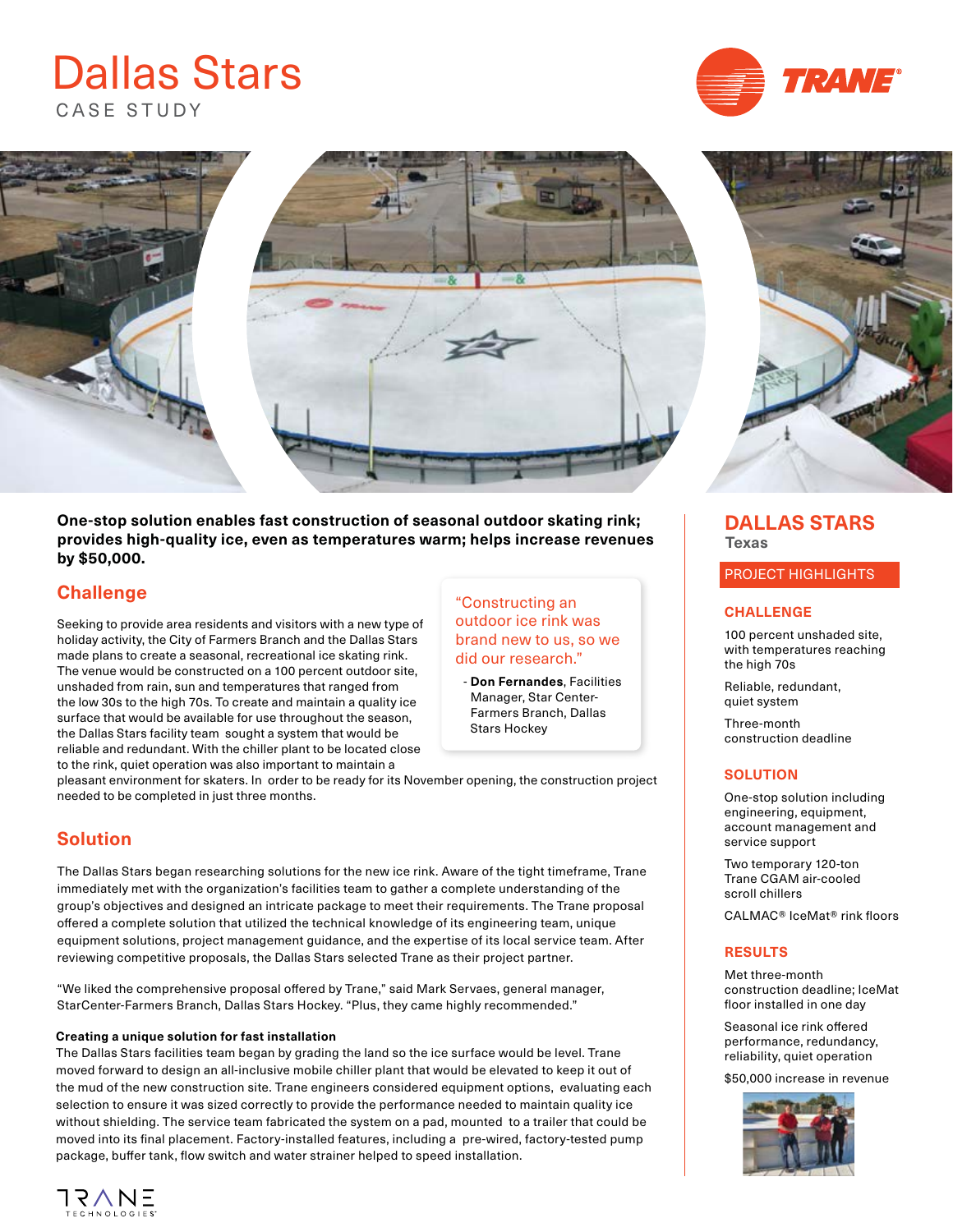# Dallas Stars

CASE STUDY

**One-stop solution enables fast construction of seasonal outdoor skating rink; provides high-quality ice, even as temperatures warm; helps increase revenues by $50,000.**

## Challenge

Seeking to provide area residents and visitors with a new type of holiday activity, the City of Farmers Branch and the Dallas Stars made plans to create a seasonal, recreational ice skating rink. The venue would be constructed on a 100 percent outdoor site, unshaded from rain, sun and temperatures that ranged from the low 30s to the high 70s. To create and maintain a quality ice surface that would be available for use throughout the season, the Dallas Stars facility team sought a system that would be reliable and redundant. With the chiller plant to be located close to the rink, quiet operation was also important to maintain a pleasant environment for skaters. In order to be ready for its November opening, the construction project needed to be completed in just three months.

> "Constructing an outdoor ice rink was brand new to us, so we did our research."
>
> - **Don Fernandes**, Facilities Manager, Star Center-Farmers Branch, Dallas Stars Hockey

## Solution

The Dallas Stars began researching solutions for the new ice rink. Aware of the tight timeframe, Trane immediately met with the organization's facilities team to gather a complete understanding of the group's objectives and designed an intricate package to meet their requirements. The Trane proposal offered a complete solution that utilized the technical knowledge of its engineering team, unique equipment solutions, project management guidance, and the expertise of its local service team. After reviewing competitive proposals, the Dallas Stars selected Trane as their project partner.

"We liked the comprehensive proposal offered by Trane," said Mark Servaes, general manager, StarCenter-Farmers Branch, Dallas Stars Hockey. "Plus, they came highly recommended."

#### Creating a unique solution for fast installation

The Dallas Stars facilities team began by grading the land so the ice surface would be level. Trane moved forward to design an all-inclusive mobile chiller plant that would be elevated to keep it out of the mud of the new construction site. Trane engineers considered equipment options, evaluating each selection to ensure it was sized correctly to provide the performance needed to maintain quality ice without shielding. The service team fabricated the system on a pad, mounted to a trailer that could be moved into its final placement. Factory-installed features, including a pre-wired, factory-tested pump package, buffer tank, flow switch and water strainer helped to speed installation.

## DALLAS STARS

Texas

### PROJECT HIGHLIGHTS

#### CHALLENGE

100 percent unshaded site, with temperatures reaching the high 70s

Reliable, redundant, quiet system

Three-month construction deadline

#### SOLUTION

One-stop solution including engineering, equipment, account management and service support

Two temporary 120-ton Trane CGAM air-cooled scroll chillers

CALMAC® IceMat® rink floors

#### RESULTS

Met three-month construction deadline; IceMat floor installed in one day

Seasonal ice rink offered performance, redundancy, reliability, quiet operation

$50,000 increase in revenue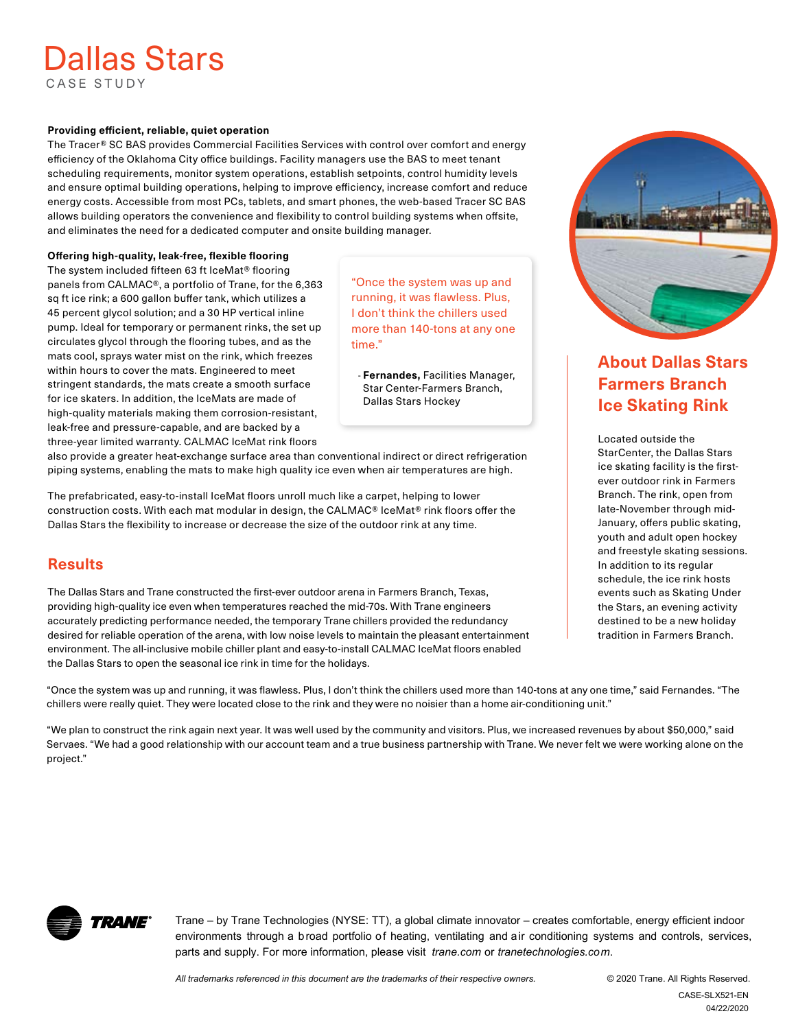# Dallas Stars

CASE STUDY

**Providing efficient, reliable, quiet operation**

The Tracer® SC BAS provides Commercial Facilities Services with control over comfort and energy efficiency of the Oklahoma City office buildings. Facility managers use the BAS to meet tenant scheduling requirements, monitor system operations, establish setpoints, control humidity levels and ensure optimal building operations, helping to improve efficiency, increase comfort and reduce energy costs. Accessible from most PCs, tablets, and smart phones, the web-based Tracer SC BAS allows building operators the convenience and flexibility to control building systems when offsite, and eliminates the need for a dedicated computer and onsite building manager.

**Offering high-quality, leak-free, flexible flooring**

The system included fifteen 63 ft IceMat® flooring panels from CALMAC®, a portfolio of Trane, for the 6,363 sq ft ice rink; a 600 gallon buffer tank, which utilizes a 45 percent glycol solution; and a 30 HP vertical inline pump. Ideal for temporary or permanent rinks, the set up circulates glycol through the flooring tubes, and as the mats cool, sprays water mist on the rink, which freezes within hours to cover the mats. Engineered to meet stringent standards, the mats create a smooth surface for ice skaters. In addition, the IceMats are made of high-quality materials making them corrosion-resistant, leak-free and pressure-capable, and are backed by a three-year limited warranty. CALMAC IceMat rink floors also provide a greater heat-exchange surface area than conventional indirect or direct refrigeration piping systems, enabling the mats to make high quality ice even when air temperatures are high.

"Once the system was up and running, it was flawless. Plus, I don't think the chillers used more than 140-tons at any one time."

- **Fernandes,** Facilities Manager, Star Center-Farmers Branch, Dallas Stars Hockey

The prefabricated, easy-to-install IceMat floors unroll much like a carpet, helping to lower construction costs. With each mat modular in design, the CALMAC® IceMat® rink floors offer the Dallas Stars the flexibility to increase or decrease the size of the outdoor rink at any time.

## Results

The Dallas Stars and Trane constructed the first-ever outdoor arena in Farmers Branch, Texas, providing high-quality ice even when temperatures reached the mid-70s. With Trane engineers accurately predicting performance needed, the temporary Trane chillers provided the redundancy desired for reliable operation of the arena, with low noise levels to maintain the pleasant entertainment environment. The all-inclusive mobile chiller plant and easy-to-install CALMAC IceMat floors enabled the Dallas Stars to open the seasonal ice rink in time for the holidays.

"Once the system was up and running, it was flawless. Plus, I don't think the chillers used more than 140-tons at any one time," said Fernandes. "The chillers were really quiet. They were located close to the rink and they were no noisier than a home air-conditioning unit."

"We plan to construct the rink again next year. It was well used by the community and visitors. Plus, we increased revenues by about $50,000," said Servaes. "We had a good relationship with our account team and a true business partnership with Trane. We never felt we were working alone on the project."

## About Dallas Stars Farmers Branch Ice Skating Rink

Located outside the StarCenter, the Dallas Stars ice skating facility is the first-ever outdoor rink in Farmers Branch. The rink, open from late-November through mid-January, offers public skating, youth and adult open hockey and freestyle skating sessions. In addition to its regular schedule, the ice rink hosts events such as Skating Under the Stars, an evening activity destined to be a new holiday tradition in Farmers Branch.

TRANE®

Trane – by Trane Technologies (NYSE: TT), a global climate innovator – creates comfortable, energy efficient indoor environments through a broad portfolio of heating, ventilating and air conditioning systems and controls, services, parts and supply. For more information, please visit *trane.com* or *tranetechnologies.com.*

*All trademarks referenced in this document are the trademarks of their respective owners.*

© 2020 Trane. All Rights Reserved.

CASE-SLX521-EN
04/22/2020